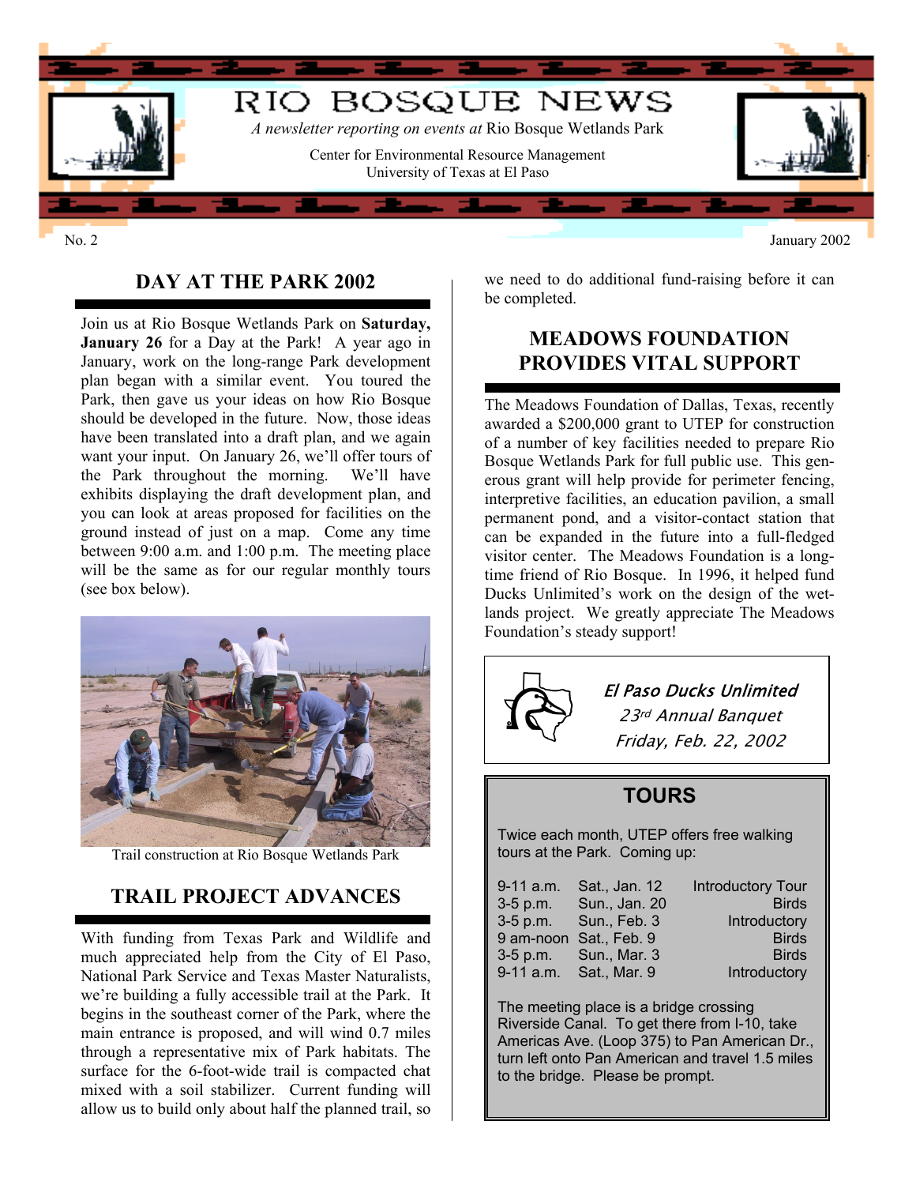# RIO BOSQUE NEWS

*A newsletter reporting on events at* Rio Bosque Wetlands Park

Center for Environmental Resource Management
University of Texas at El Paso

No. 2

January 2002

## DAY AT THE PARK 2002

Join us at Rio Bosque Wetlands Park on **Saturday, January 26** for a Day at the Park! A year ago in January, work on the long-range Park development plan began with a similar event. You toured the Park, then gave us your ideas on how Rio Bosque should be developed in the future. Now, those ideas have been translated into a draft plan, and we again want your input. On January 26, we'll offer tours of the Park throughout the morning. We'll have exhibits displaying the draft development plan, and you can look at areas proposed for facilities on the ground instead of just on a map. Come any time between 9:00 a.m. and 1:00 p.m. The meeting place will be the same as for our regular monthly tours (see box below).

Trail construction at Rio Bosque Wetlands Park

## TRAIL PROJECT ADVANCES

With funding from Texas Park and Wildlife and much appreciated help from the City of El Paso, National Park Service and Texas Master Naturalists, we're building a fully accessible trail at the Park. It begins in the southeast corner of the Park, where the main entrance is proposed, and will wind 0.7 miles through a representative mix of Park habitats. The surface for the 6-foot-wide trail is compacted chat mixed with a soil stabilizer. Current funding will allow us to build only about half the planned trail, so we need to do additional fund-raising before it can be completed.

## MEADOWS FOUNDATION PROVIDES VITAL SUPPORT

The Meadows Foundation of Dallas, Texas, recently awarded a $200,000 grant to UTEP for construction of a number of key facilities needed to prepare Rio Bosque Wetlands Park for full public use. This generous grant will help provide for perimeter fencing, interpretive facilities, an education pavilion, a small permanent pond, and a visitor-contact station that can be expanded in the future into a full-fledged visitor center. The Meadows Foundation is a longtime friend of Rio Bosque. In 1996, it helped fund Ducks Unlimited's work on the design of the wetlands project. We greatly appreciate The Meadows Foundation's steady support!

*El Paso Ducks Unlimited*
*23rd Annual Banquet*
*Friday, Feb. 22, 2002*

## TOURS

Twice each month, UTEP offers free walking tours at the Park. Coming up:

| | | |
|---|---|---|
| 9-11 a.m. | Sat., Jan. 12 | Introductory Tour |
| 3-5 p.m. | Sun., Jan. 20 | Birds |
| 3-5 p.m. | Sun., Feb. 3 | Introductory |
| 9 am-noon | Sat., Feb. 9 | Birds |
| 3-5 p.m. | Sun., Mar. 3 | Birds |
| 9-11 a.m. | Sat., Mar. 9 | Introductory |

The meeting place is a bridge crossing Riverside Canal. To get there from I-10, take Americas Ave. (Loop 375) to Pan American Dr., turn left onto Pan American and travel 1.5 miles to the bridge. Please be prompt.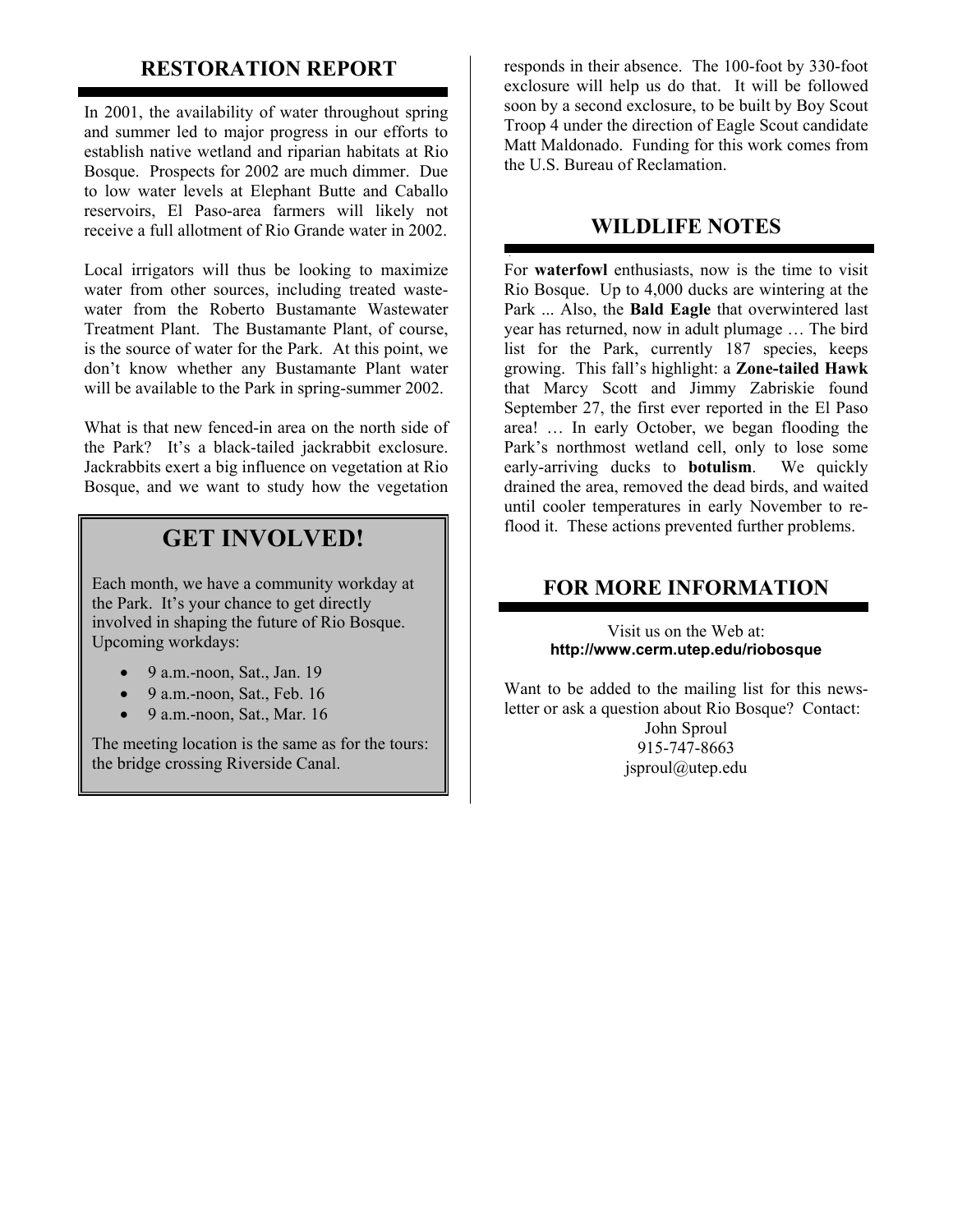## RESTORATION REPORT

In 2001, the availability of water throughout spring and summer led to major progress in our efforts to establish native wetland and riparian habitats at Rio Bosque. Prospects for 2002 are much dimmer. Due to low water levels at Elephant Butte and Caballo reservoirs, El Paso-area farmers will likely not receive a full allotment of Rio Grande water in 2002.

Local irrigators will thus be looking to maximize water from other sources, including treated wastewater from the Roberto Bustamante Wastewater Treatment Plant. The Bustamante Plant, of course, is the source of water for the Park. At this point, we don't know whether any Bustamante Plant water will be available to the Park in spring-summer 2002.

What is that new fenced-in area on the north side of the Park? It's a black-tailed jackrabbit exclosure. Jackrabbits exert a big influence on vegetation at Rio Bosque, and we want to study how the vegetation responds in their absence. The 100-foot by 330-foot exclosure will help us do that. It will be followed soon by a second exclosure, to be built by Boy Scout Troop 4 under the direction of Eagle Scout candidate Matt Maldonado. Funding for this work comes from the U.S. Bureau of Reclamation.

## GET INVOLVED!

Each month, we have a community workday at the Park. It's your chance to get directly involved in shaping the future of Rio Bosque. Upcoming workdays:

- 9 a.m.-noon, Sat., Jan. 19
- 9 a.m.-noon, Sat., Feb. 16
- 9 a.m.-noon, Sat., Mar. 16

The meeting location is the same as for the tours: the bridge crossing Riverside Canal.

## WILDLIFE NOTES

For **waterfowl** enthusiasts, now is the time to visit Rio Bosque. Up to 4,000 ducks are wintering at the Park ... Also, the **Bald Eagle** that overwintered last year has returned, now in adult plumage … The bird list for the Park, currently 187 species, keeps growing. This fall's highlight: a **Zone-tailed Hawk** that Marcy Scott and Jimmy Zabriskie found September 27, the first ever reported in the El Paso area! … In early October, we began flooding the Park's northmost wetland cell, only to lose some early-arriving ducks to **botulism**. We quickly drained the area, removed the dead birds, and waited until cooler temperatures in early November to re-flood it. These actions prevented further problems.

## FOR MORE INFORMATION

Visit us on the Web at:
**http://www.cerm.utep.edu/riobosque**

Want to be added to the mailing list for this newsletter or ask a question about Rio Bosque? Contact:

John Sproul
915-747-8663
jsproul@utep.edu